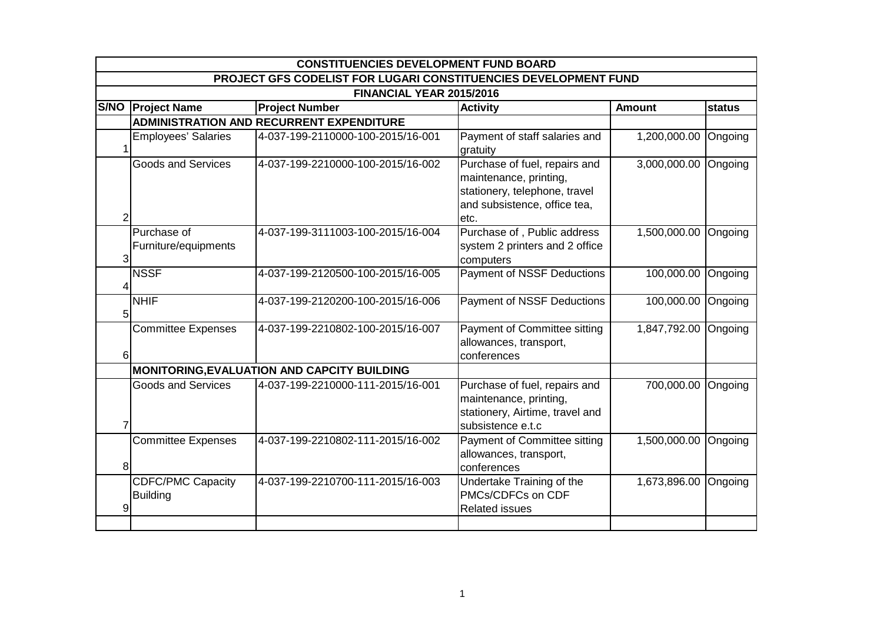| CONSTITUENCIES DEVELOPMENT FUND BOARD | | | | | |
|---|---|---|---|---|---|
| PROJECT GFS CODELIST FOR LUGARI CONSTITUENCIES DEVELOPMENT FUND | | | | | |
| FINANCIAL YEAR 2015/2016 | | | | | |
| **S/NO** | **Project Name** | **Project Number** | **Activity** | **Amount** | **status** |
| | **ADMINISTRATION AND RECURRENT EXPENDITURE** | | | | |
| 1 | Employees' Salaries | 4-037-199-2110000-100-2015/16-001 | Payment of staff salaries and gratuity | 1,200,000.00 | Ongoing |
| 2 | Goods and Services | 4-037-199-2210000-100-2015/16-002 | Purchase of fuel, repairs and maintenance, printing, stationery, telephone, travel and subsistence, office tea, etc. | 3,000,000.00 | Ongoing |
| 3 | Purchase of Furniture/equipments | 4-037-199-3111003-100-2015/16-004 | Purchase of , Public address system 2 printers and 2 office computers | 1,500,000.00 | Ongoing |
| 4 | NSSF | 4-037-199-2120500-100-2015/16-005 | Payment of NSSF Deductions | 100,000.00 | Ongoing |
| 5 | NHIF | 4-037-199-2120200-100-2015/16-006 | Payment of NSSF Deductions | 100,000.00 | Ongoing |
| 6 | Committee Expenses | 4-037-199-2210802-100-2015/16-007 | Payment of Committee sitting allowances, transport, conferences | 1,847,792.00 | Ongoing |
| | **MONITORING,EVALUATION AND CAPCITY BUILDING** | | | | |
| 7 | Goods and Services | 4-037-199-2210000-111-2015/16-001 | Purchase of fuel, repairs and maintenance, printing, stationery, Airtime, travel and subsistence e.t.c | 700,000.00 | Ongoing |
| 8 | Committee Expenses | 4-037-199-2210802-111-2015/16-002 | Payment of Committee sitting allowances, transport, conferences | 1,500,000.00 | Ongoing |
| 9 | CDFC/PMC Capacity Building | 4-037-199-2210700-111-2015/16-003 | Undertake Training of the PMCs/CDFCs on CDF Related issues | 1,673,896.00 | Ongoing |
| | | | | | |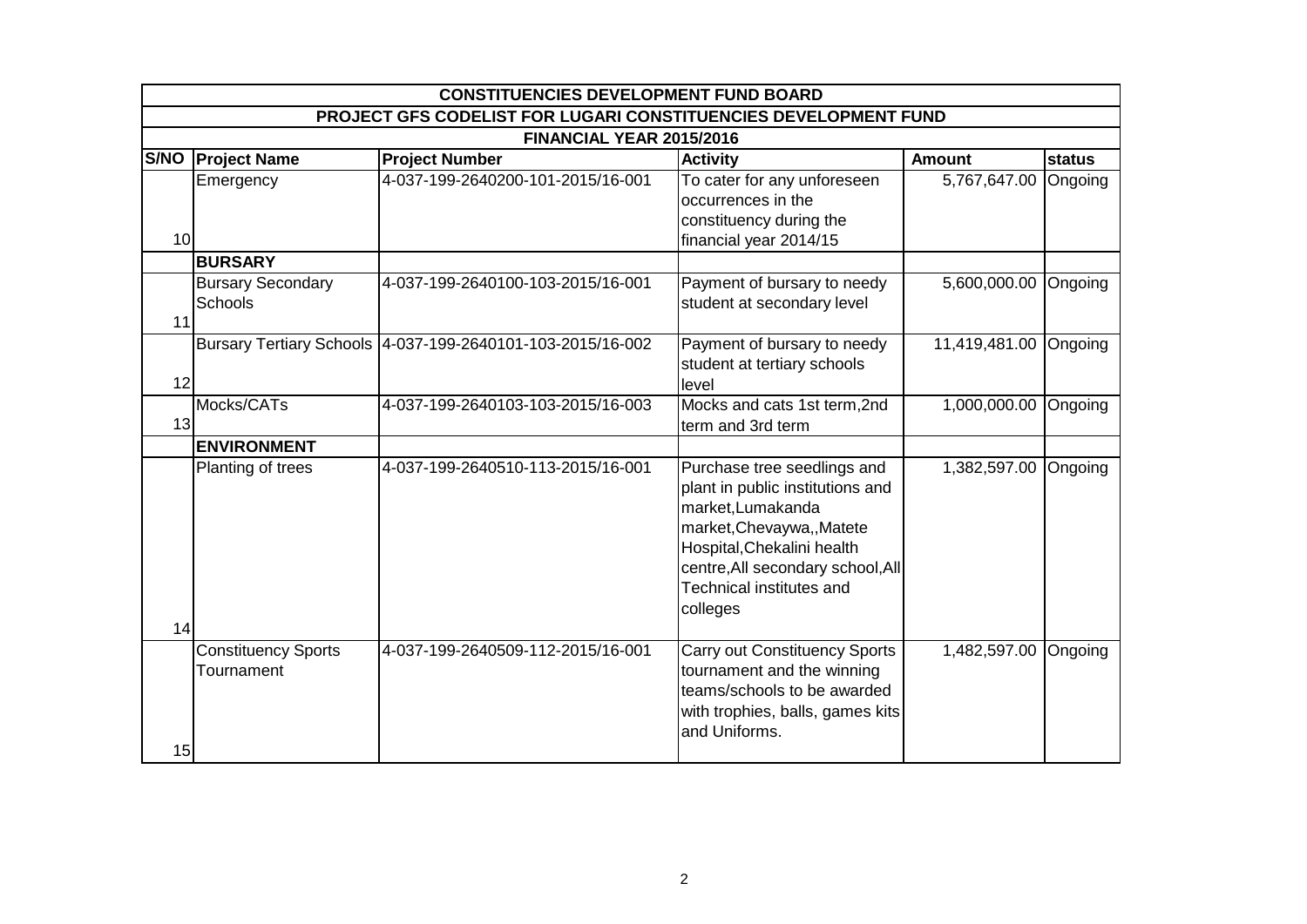| CONSTITUENCIES DEVELOPMENT FUND BOARD | | | | | |
|---|---|---|---|---|---|
| PROJECT GFS CODELIST FOR LUGARI CONSTITUENCIES DEVELOPMENT FUND | | | | | |
| FINANCIAL YEAR 2015/2016 | | | | | |
| **S/NO** | **Project Name** | **Project Number** | **Activity** | **Amount** | **status** |
| 10 | Emergency | 4-037-199-2640200-101-2015/16-001 | To cater for any unforeseen occurrences in the constituency during the financial year 2014/15 | 5,767,647.00 | Ongoing |
| | **BURSARY** | | | | |
| 11 | Bursary Secondary Schools | 4-037-199-2640100-103-2015/16-001 | Payment of bursary to needy student at secondary level | 5,600,000.00 | Ongoing |
| 12 | Bursary Tertiary Schools | 4-037-199-2640101-103-2015/16-002 | Payment of bursary to needy student at tertiary schools level | 11,419,481.00 | Ongoing |
| 13 | Mocks/CATs | 4-037-199-2640103-103-2015/16-003 | Mocks and cats 1st term,2nd term and 3rd term | 1,000,000.00 | Ongoing |
| | **ENVIRONMENT** | | | | |
| 14 | Planting of trees | 4-037-199-2640510-113-2015/16-001 | Purchase tree seedlings and plant in public institutions and market,Lumakanda market,Chevaywa,,Matete Hospital,Chekalini health centre,All secondary school,All Technical institutes and colleges | 1,382,597.00 | Ongoing |
| 15 | Constituency Sports Tournament | 4-037-199-2640509-112-2015/16-001 | Carry out Constituency Sports tournament and the winning teams/schools to be awarded with trophies, balls, games kits and Uniforms. | 1,482,597.00 | Ongoing |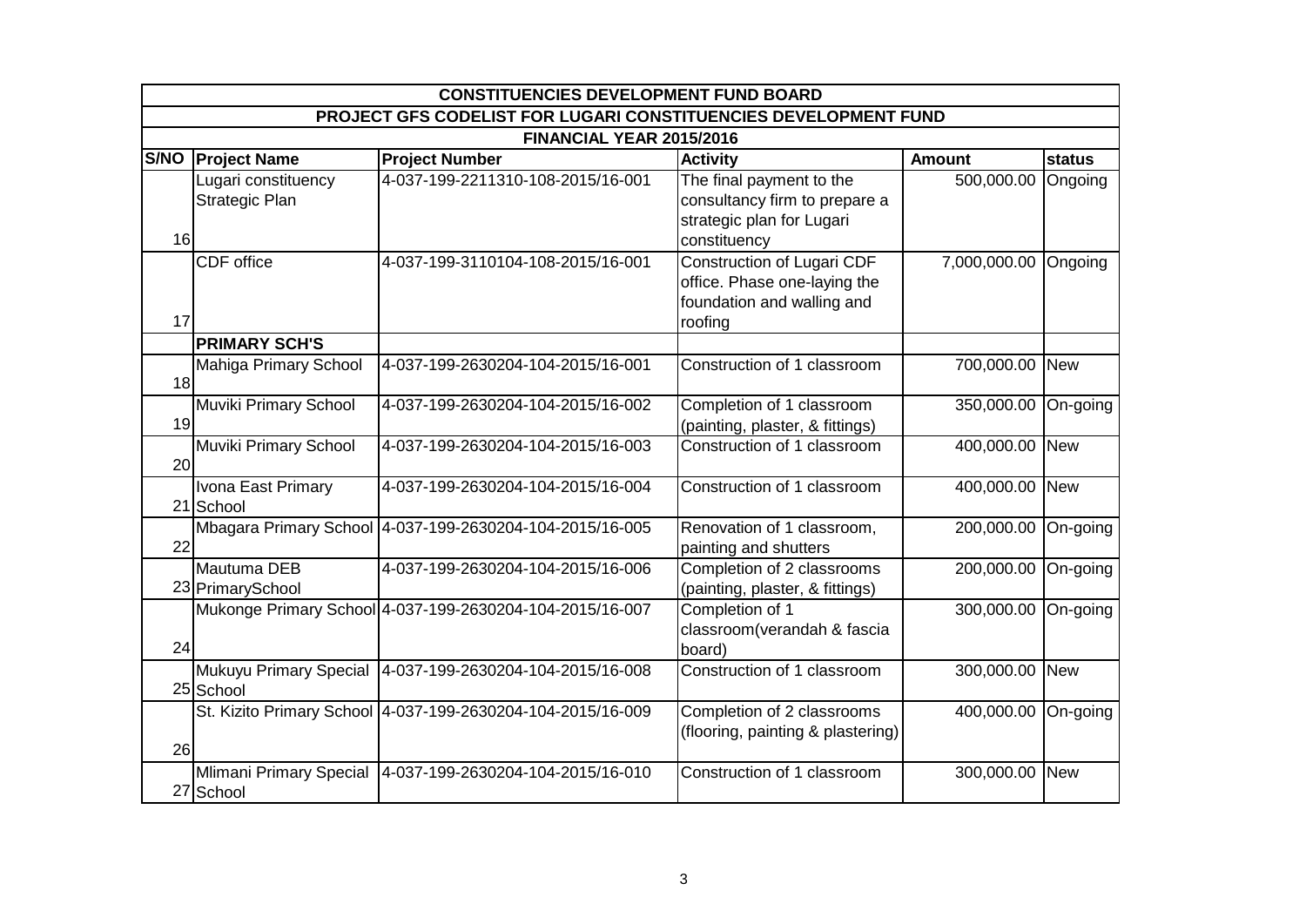| CONSTITUENCIES DEVELOPMENT FUND BOARD | | | | | |
|---|---|---|---|---|---|
| PROJECT GFS CODELIST FOR LUGARI CONSTITUENCIES DEVELOPMENT FUND | | | | | |
| FINANCIAL YEAR 2015/2016 | | | | | |
| **S/NO** | **Project Name** | **Project Number** | **Activity** | **Amount** | **status** |
| 16 | Lugari constituency Strategic Plan | 4-037-199-2211310-108-2015/16-001 | The final payment to the consultancy firm to prepare a strategic plan for Lugari constituency | 500,000.00 | Ongoing |
| 17 | CDF office | 4-037-199-3110104-108-2015/16-001 | Construction of Lugari CDF office. Phase one-laying the foundation and walling and roofing | 7,000,000.00 | Ongoing |
| | **PRIMARY SCH'S** | | | | |
| 18 | Mahiga Primary School | 4-037-199-2630204-104-2015/16-001 | Construction of 1 classroom | 700,000.00 | New |
| 19 | Muviki Primary School | 4-037-199-2630204-104-2015/16-002 | Completion of 1 classroom (painting, plaster, & fittings) | 350,000.00 | On-going |
| 20 | Muviki Primary School | 4-037-199-2630204-104-2015/16-003 | Construction of 1 classroom | 400,000.00 | New |
| 21 | Ivona East Primary School | 4-037-199-2630204-104-2015/16-004 | Construction of 1 classroom | 400,000.00 | New |
| 22 | Mbagara Primary School | 4-037-199-2630204-104-2015/16-005 | Renovation of 1 classroom, painting and shutters | 200,000.00 | On-going |
| 23 | Mautuma DEB PrimarySchool | 4-037-199-2630204-104-2015/16-006 | Completion of 2 classrooms (painting, plaster, & fittings) | 200,000.00 | On-going |
| 24 | Mukonge Primary School | 4-037-199-2630204-104-2015/16-007 | Completion of 1 classroom(verandah & fascia board) | 300,000.00 | On-going |
| 25 | Mukuyu Primary Special School | 4-037-199-2630204-104-2015/16-008 | Construction of 1 classroom | 300,000.00 | New |
| 26 | St. Kizito Primary School | 4-037-199-2630204-104-2015/16-009 | Completion of 2 classrooms (flooring, painting & plastering) | 400,000.00 | On-going |
| 27 | Mlimani Primary Special School | 4-037-199-2630204-104-2015/16-010 | Construction of 1 classroom | 300,000.00 | New |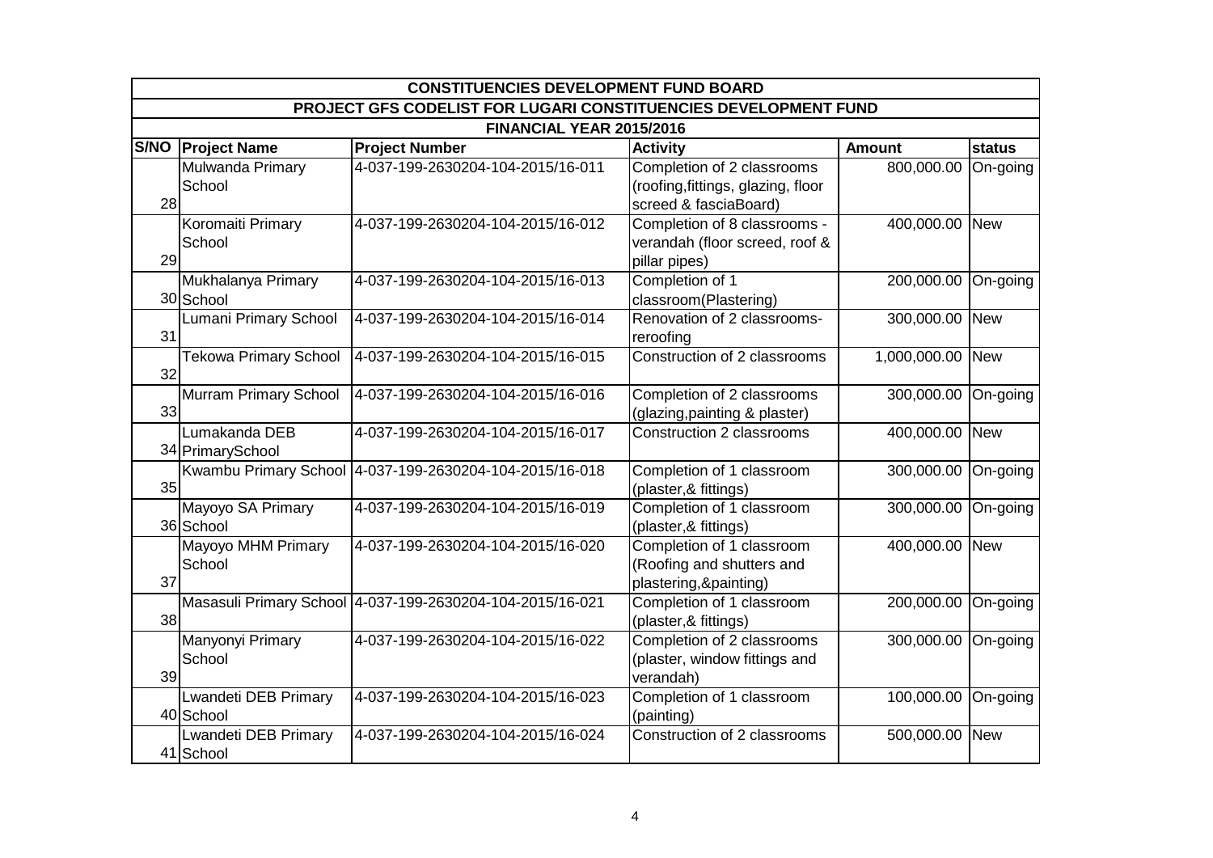| CONSTITUENCIES DEVELOPMENT FUND BOARD | | | | | |
|---|---|---|---|---|---|
| PROJECT GFS CODELIST FOR LUGARI CONSTITUENCIES DEVELOPMENT FUND | | | | | |
| FINANCIAL YEAR 2015/2016 | | | | | |
| **S/NO** | **Project Name** | **Project Number** | **Activity** | **Amount** | **status** |
| 28 | Mulwanda Primary School | 4-037-199-2630204-104-2015/16-011 | Completion of 2 classrooms (roofing,fittings, glazing, floor screed & fasciaBoard) | 800,000.00 | On-going |
| 29 | Koromaiti Primary School | 4-037-199-2630204-104-2015/16-012 | Completion of 8 classrooms - verandah (floor screed, roof & pillar pipes) | 400,000.00 | New |
| 30 | Mukhalanya Primary School | 4-037-199-2630204-104-2015/16-013 | Completion of 1 classroom(Plastering) | 200,000.00 | On-going |
| 31 | Lumani Primary School | 4-037-199-2630204-104-2015/16-014 | Renovation of 2 classrooms- reroofing | 300,000.00 | New |
| 32 | Tekowa Primary School | 4-037-199-2630204-104-2015/16-015 | Construction of 2 classrooms | 1,000,000.00 | New |
| 33 | Murram Primary School | 4-037-199-2630204-104-2015/16-016 | Completion of 2 classrooms (glazing,painting & plaster) | 300,000.00 | On-going |
| 34 | Lumakanda DEB PrimarySchool | 4-037-199-2630204-104-2015/16-017 | Construction 2 classrooms | 400,000.00 | New |
| 35 | Kwambu Primary School | 4-037-199-2630204-104-2015/16-018 | Completion of 1 classroom (plaster,& fittings) | 300,000.00 | On-going |
| 36 | Mayoyo SA Primary School | 4-037-199-2630204-104-2015/16-019 | Completion of 1 classroom (plaster,& fittings) | 300,000.00 | On-going |
| 37 | Mayoyo MHM Primary School | 4-037-199-2630204-104-2015/16-020 | Completion of 1 classroom (Roofing and shutters and plastering,&painting) | 400,000.00 | New |
| 38 | Masasuli Primary School | 4-037-199-2630204-104-2015/16-021 | Completion of 1 classroom (plaster,& fittings) | 200,000.00 | On-going |
| 39 | Manyonyi Primary School | 4-037-199-2630204-104-2015/16-022 | Completion of 2 classrooms (plaster, window fittings and verandah) | 300,000.00 | On-going |
| 40 | Lwandeti DEB Primary School | 4-037-199-2630204-104-2015/16-023 | Completion of 1 classroom (painting) | 100,000.00 | On-going |
| 41 | Lwandeti DEB Primary School | 4-037-199-2630204-104-2015/16-024 | Construction of 2 classrooms | 500,000.00 | New |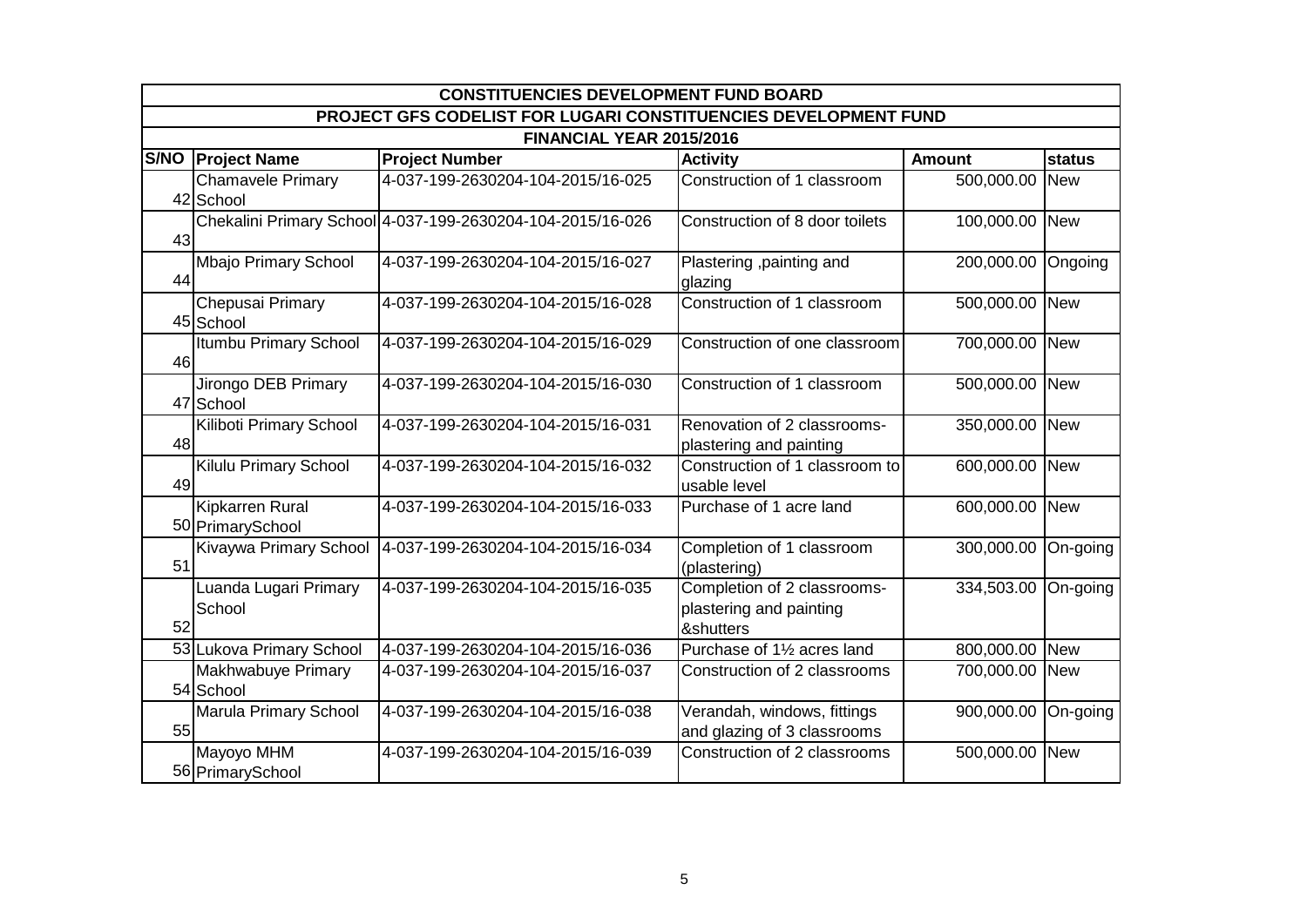| CONSTITUENCIES DEVELOPMENT FUND BOARD | | | | | |
|---|---|---|---|---|---|
| PROJECT GFS CODELIST FOR LUGARI CONSTITUENCIES DEVELOPMENT FUND | | | | | |
| FINANCIAL YEAR 2015/2016 | | | | | |
| S/NO | Project Name | Project Number | Activity | Amount | status |
| 42 | Chamavele Primary School | 4-037-199-2630204-104-2015/16-025 | Construction of 1 classroom | 500,000.00 | New |
| 43 | Chekalini Primary School | 4-037-199-2630204-104-2015/16-026 | Construction of 8 door toilets | 100,000.00 | New |
| 44 | Mbajo Primary School | 4-037-199-2630204-104-2015/16-027 | Plastering ,painting and glazing | 200,000.00 | Ongoing |
| 45 | Chepusai Primary School | 4-037-199-2630204-104-2015/16-028 | Construction of 1 classroom | 500,000.00 | New |
| 46 | Itumbu Primary School | 4-037-199-2630204-104-2015/16-029 | Construction of one classroom | 700,000.00 | New |
| 47 | Jirongo DEB Primary School | 4-037-199-2630204-104-2015/16-030 | Construction of 1 classroom | 500,000.00 | New |
| 48 | Kiliboti Primary School | 4-037-199-2630204-104-2015/16-031 | Renovation of 2 classrooms-plastering and painting | 350,000.00 | New |
| 49 | Kilulu Primary School | 4-037-199-2630204-104-2015/16-032 | Construction of 1 classroom to usable level | 600,000.00 | New |
| 50 | Kipkarren Rural PrimarySchool | 4-037-199-2630204-104-2015/16-033 | Purchase of 1 acre land | 600,000.00 | New |
| 51 | Kivaywa Primary School | 4-037-199-2630204-104-2015/16-034 | Completion of 1 classroom (plastering) | 300,000.00 | On-going |
| 52 | Luanda Lugari Primary School | 4-037-199-2630204-104-2015/16-035 | Completion of 2 classrooms-plastering and painting &shutters | 334,503.00 | On-going |
| 53 | Lukova Primary School | 4-037-199-2630204-104-2015/16-036 | Purchase of 1½ acres land | 800,000.00 | New |
| 54 | Makhwabuye Primary School | 4-037-199-2630204-104-2015/16-037 | Construction of 2 classrooms | 700,000.00 | New |
| 55 | Marula Primary School | 4-037-199-2630204-104-2015/16-038 | Verandah, windows, fittings and glazing of 3 classrooms | 900,000.00 | On-going |
| 56 | Mayoyo MHM PrimarySchool | 4-037-199-2630204-104-2015/16-039 | Construction of 2 classrooms | 500,000.00 | New |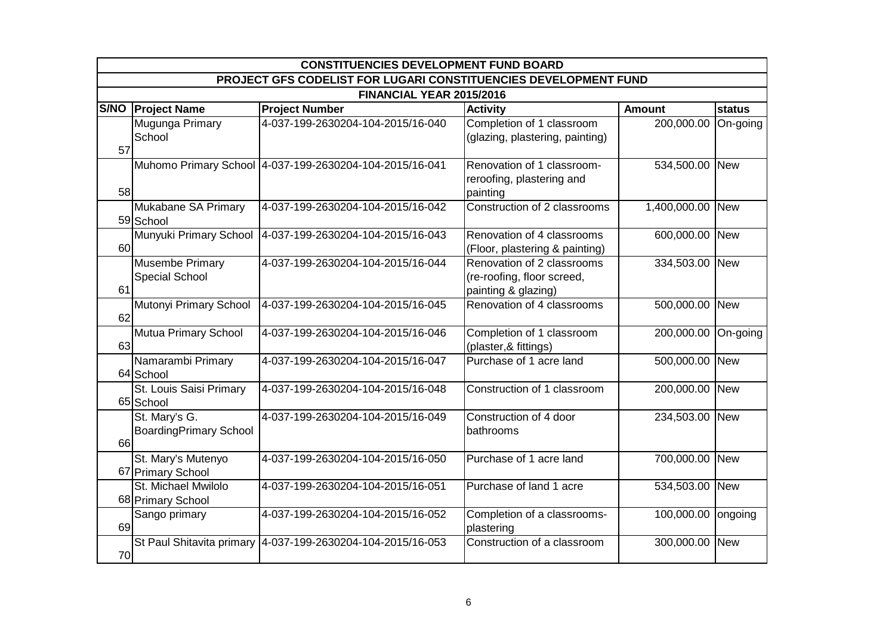| CONSTITUENCIES DEVELOPMENT FUND BOARD | | | | | |
|---|---|---|---|---|---|
| PROJECT GFS CODELIST FOR LUGARI CONSTITUENCIES DEVELOPMENT FUND | | | | | |
| FINANCIAL YEAR 2015/2016 | | | | | |
| **S/NO** | **Project Name** | **Project Number** | **Activity** | **Amount** | **status** |
| 57 | Mugunga Primary School | 4-037-199-2630204-104-2015/16-040 | Completion of 1 classroom (glazing, plastering, painting) | 200,000.00 | On-going |
| 58 | Muhomo Primary School | 4-037-199-2630204-104-2015/16-041 | Renovation of 1 classroom- reroofing, plastering and painting | 534,500.00 | New |
| 59 | Mukabane SA Primary School | 4-037-199-2630204-104-2015/16-042 | Construction of 2 classrooms | 1,400,000.00 | New |
| 60 | Munyuki Primary School | 4-037-199-2630204-104-2015/16-043 | Renovation of 4 classrooms (Floor, plastering & painting) | 600,000.00 | New |
| 61 | Musembe Primary Special School | 4-037-199-2630204-104-2015/16-044 | Renovation of 2 classrooms (re-roofing, floor screed, painting & glazing) | 334,503.00 | New |
| 62 | Mutonyi Primary School | 4-037-199-2630204-104-2015/16-045 | Renovation of 4 classrooms | 500,000.00 | New |
| 63 | Mutua Primary School | 4-037-199-2630204-104-2015/16-046 | Completion of 1 classroom (plaster,& fittings) | 200,000.00 | On-going |
| 64 | Namarambi Primary School | 4-037-199-2630204-104-2015/16-047 | Purchase of 1 acre land | 500,000.00 | New |
| 65 | St. Louis Saisi Primary School | 4-037-199-2630204-104-2015/16-048 | Construction of 1 classroom | 200,000.00 | New |
| 66 | St. Mary's G. BoardingPrimary School | 4-037-199-2630204-104-2015/16-049 | Construction of 4 door bathrooms | 234,503.00 | New |
| 67 | St. Mary's Mutenyo Primary School | 4-037-199-2630204-104-2015/16-050 | Purchase of 1 acre land | 700,000.00 | New |
| 68 | St. Michael Mwilolo Primary School | 4-037-199-2630204-104-2015/16-051 | Purchase of land 1 acre | 534,503.00 | New |
| 69 | Sango primary | 4-037-199-2630204-104-2015/16-052 | Completion of a classrooms- plastering | 100,000.00 | ongoing |
| 70 | St Paul Shitavita primary | 4-037-199-2630204-104-2015/16-053 | Construction of a classroom | 300,000.00 | New |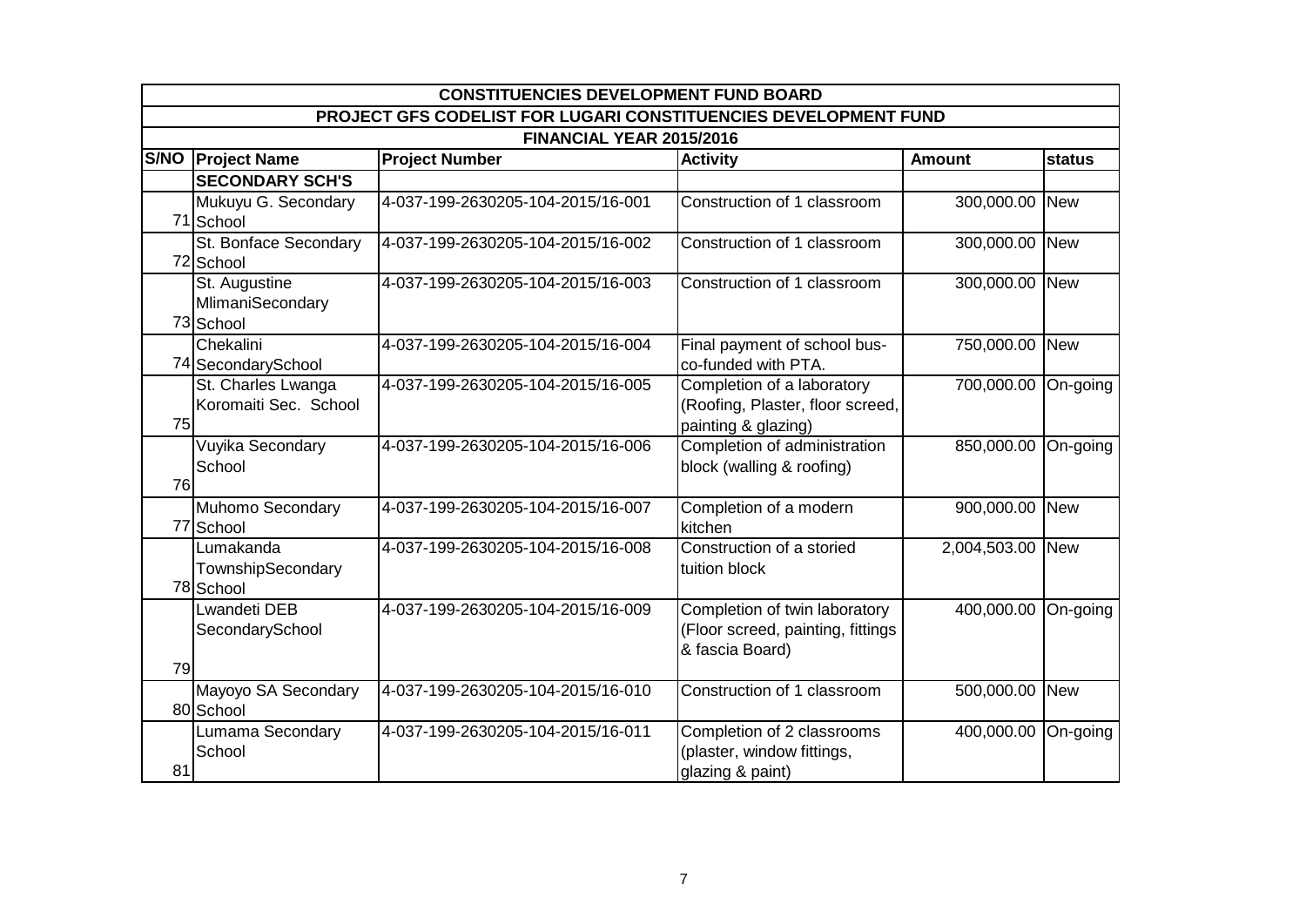| CONSTITUENCIES DEVELOPMENT FUND BOARD | | | | | |
|---|---|---|---|---|---|
| PROJECT GFS CODELIST FOR LUGARI CONSTITUENCIES DEVELOPMENT FUND | | | | | |
| FINANCIAL YEAR 2015/2016 | | | | | |
| **S/NO** | **Project Name** | **Project Number** | **Activity** | **Amount** | **status** |
| | **SECONDARY SCH'S** | | | | |
| 71 | Mukuyu G. Secondary School | 4-037-199-2630205-104-2015/16-001 | Construction of 1 classroom | 300,000.00 | New |
| 72 | St. Bonface Secondary School | 4-037-199-2630205-104-2015/16-002 | Construction of 1 classroom | 300,000.00 | New |
| 73 | St. Augustine MlimaniSecondary School | 4-037-199-2630205-104-2015/16-003 | Construction of 1 classroom | 300,000.00 | New |
| 74 | Chekalini SecondarySchool | 4-037-199-2630205-104-2015/16-004 | Final payment of school bus-co-funded with PTA. | 750,000.00 | New |
| 75 | St. Charles Lwanga Koromaiti Sec. School | 4-037-199-2630205-104-2015/16-005 | Completion of a laboratory (Roofing, Plaster, floor screed, painting & glazing) | 700,000.00 | On-going |
| 76 | Vuyika Secondary School | 4-037-199-2630205-104-2015/16-006 | Completion of administration block (walling & roofing) | 850,000.00 | On-going |
| 77 | Muhomo Secondary School | 4-037-199-2630205-104-2015/16-007 | Completion of a modern kitchen | 900,000.00 | New |
| 78 | Lumakanda TownshipSecondary School | 4-037-199-2630205-104-2015/16-008 | Construction of a storied tuition block | 2,004,503.00 | New |
| 79 | Lwandeti DEB SecondarySchool | 4-037-199-2630205-104-2015/16-009 | Completion of twin laboratory (Floor screed, painting, fittings & fascia Board) | 400,000.00 | On-going |
| 80 | Mayoyo SA Secondary School | 4-037-199-2630205-104-2015/16-010 | Construction of 1 classroom | 500,000.00 | New |
| 81 | Lumama Secondary School | 4-037-199-2630205-104-2015/16-011 | Completion of 2 classrooms (plaster, window fittings, glazing & paint) | 400,000.00 | On-going |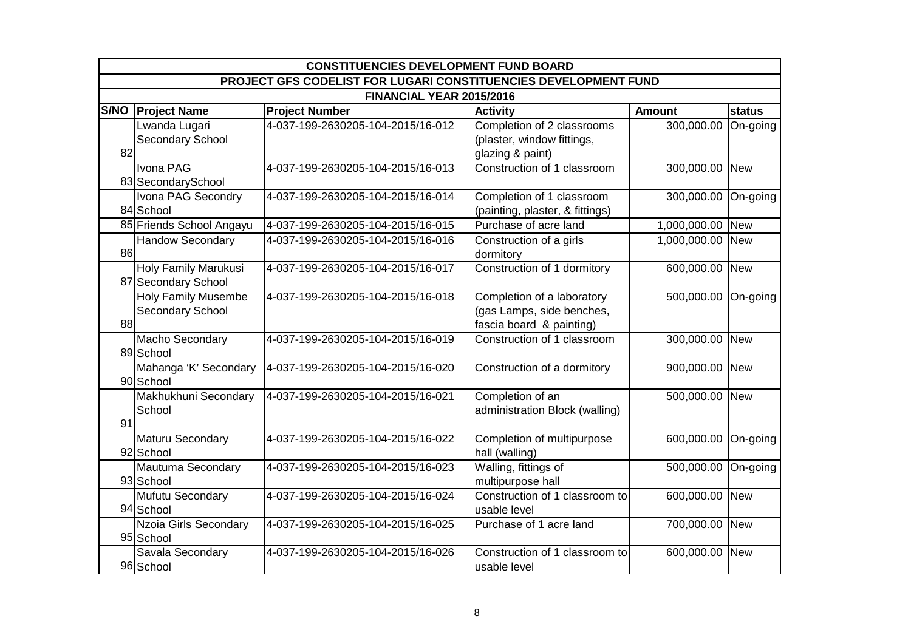| CONSTITUENCIES DEVELOPMENT FUND BOARD | | | | | |
|---|---|---|---|---|---|
| PROJECT GFS CODELIST FOR LUGARI CONSTITUENCIES DEVELOPMENT FUND | | | | | |
| FINANCIAL YEAR 2015/2016 | | | | | |
| S/NO | Project Name | Project Number | Activity | Amount | status |
| 82 | Lwanda Lugari Secondary School | 4-037-199-2630205-104-2015/16-012 | Completion of 2 classrooms (plaster, window fittings, glazing & paint) | 300,000.00 | On-going |
| 83 | Ivona PAG SecondarySchool | 4-037-199-2630205-104-2015/16-013 | Construction of 1 classroom | 300,000.00 | New |
| 84 | Ivona PAG Secondry School | 4-037-199-2630205-104-2015/16-014 | Completion of 1 classroom (painting, plaster, & fittings) | 300,000.00 | On-going |
| 85 | Friends School Angayu | 4-037-199-2630205-104-2015/16-015 | Purchase of acre land | 1,000,000.00 | New |
| 86 | Handow Secondary | 4-037-199-2630205-104-2015/16-016 | Construction of a girls dormitory | 1,000,000.00 | New |
| 87 | Holy Family Marukusi Secondary School | 4-037-199-2630205-104-2015/16-017 | Construction of 1 dormitory | 600,000.00 | New |
| 88 | Holy Family Musembe Secondary School | 4-037-199-2630205-104-2015/16-018 | Completion of a laboratory (gas Lamps, side benches, fascia board & painting) | 500,000.00 | On-going |
| 89 | Macho Secondary School | 4-037-199-2630205-104-2015/16-019 | Construction of 1 classroom | 300,000.00 | New |
| 90 | Mahanga 'K' Secondary School | 4-037-199-2630205-104-2015/16-020 | Construction of a dormitory | 900,000.00 | New |
| 91 | Makhukhuni Secondary School | 4-037-199-2630205-104-2015/16-021 | Completion of an administration Block (walling) | 500,000.00 | New |
| 92 | Maturu Secondary School | 4-037-199-2630205-104-2015/16-022 | Completion of multipurpose hall (walling) | 600,000.00 | On-going |
| 93 | Mautuma Secondary School | 4-037-199-2630205-104-2015/16-023 | Walling, fittings of multipurpose hall | 500,000.00 | On-going |
| 94 | Mufutu Secondary School | 4-037-199-2630205-104-2015/16-024 | Construction of 1 classroom to usable level | 600,000.00 | New |
| 95 | Nzoia Girls Secondary School | 4-037-199-2630205-104-2015/16-025 | Purchase of 1 acre land | 700,000.00 | New |
| 96 | Savala Secondary School | 4-037-199-2630205-104-2015/16-026 | Construction of 1 classroom to usable level | 600,000.00 | New |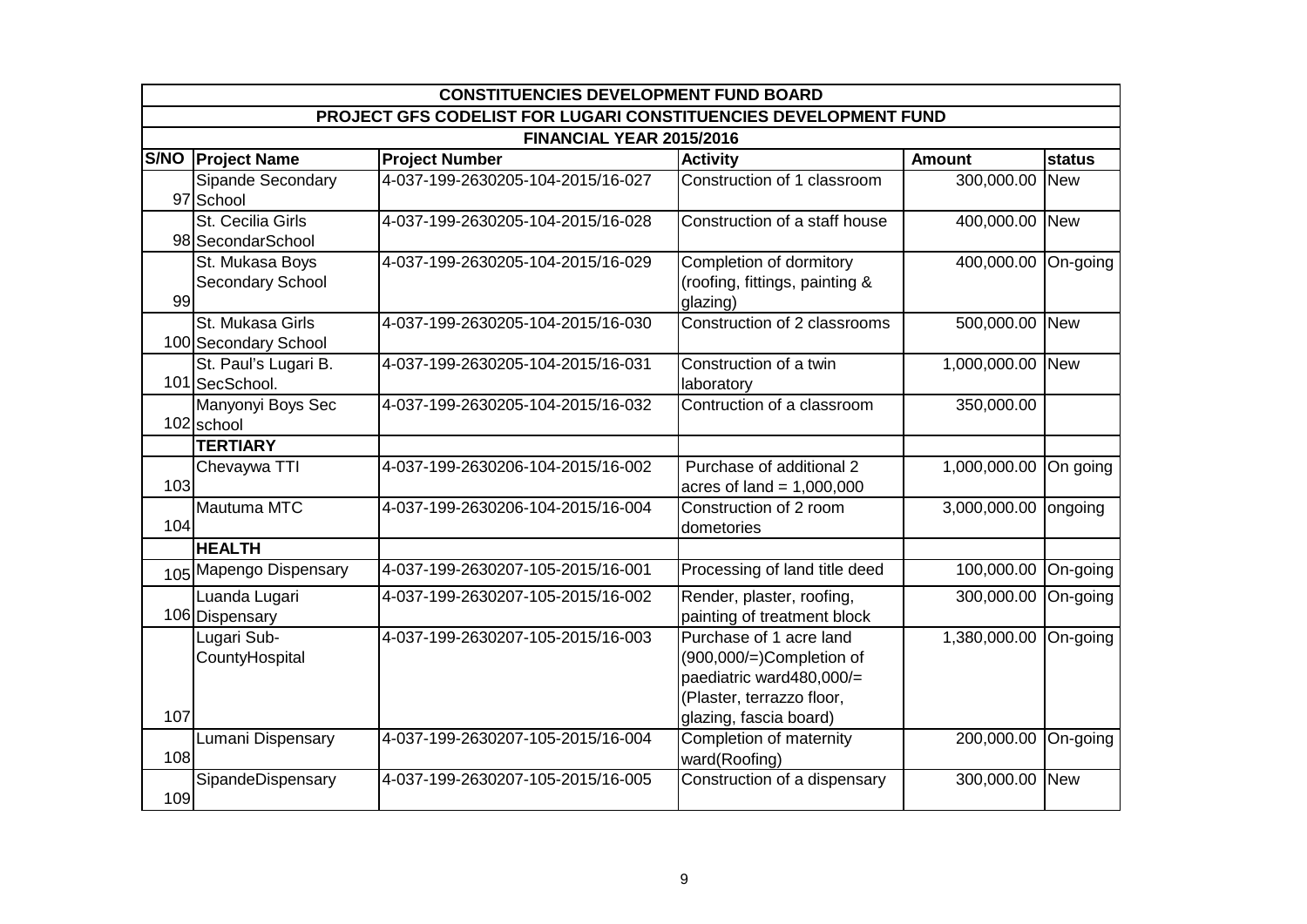| CONSTITUENCIES DEVELOPMENT FUND BOARD | | | | | |
|---|---|---|---|---|---|
| PROJECT GFS CODELIST FOR LUGARI CONSTITUENCIES DEVELOPMENT FUND | | | | | |
| FINANCIAL YEAR 2015/2016 | | | | | |
| **S/NO** | **Project Name** | **Project Number** | **Activity** | **Amount** | **status** |
| 97 | Sipande Secondary School | 4-037-199-2630205-104-2015/16-027 | Construction of 1 classroom | 300,000.00 | New |
| 98 | St. Cecilia Girls SecondarSchool | 4-037-199-2630205-104-2015/16-028 | Construction of a staff house | 400,000.00 | New |
| 99 | St. Mukasa Boys Secondary School | 4-037-199-2630205-104-2015/16-029 | Completion of dormitory (roofing, fittings, painting & glazing) | 400,000.00 | On-going |
| 100 | St. Mukasa Girls Secondary School | 4-037-199-2630205-104-2015/16-030 | Construction of 2 classrooms | 500,000.00 | New |
| 101 | St. Paul's Lugari B. SecSchool. | 4-037-199-2630205-104-2015/16-031 | Construction of a twin laboratory | 1,000,000.00 | New |
| 102 | Manyonyi Boys Sec school | 4-037-199-2630205-104-2015/16-032 | Contruction of a classroom | 350,000.00 | |
| | **TERTIARY** | | | | |
| 103 | Chevaywa TTI | 4-037-199-2630206-104-2015/16-002 | Purchase of additional 2 acres of land = 1,000,000 | 1,000,000.00 | On going |
| 104 | Mautuma MTC | 4-037-199-2630206-104-2015/16-004 | Construction of 2 room dometories | 3,000,000.00 | ongoing |
| | **HEALTH** | | | | |
| 105 | Mapengo Dispensary | 4-037-199-2630207-105-2015/16-001 | Processing of land title deed | 100,000.00 | On-going |
| 106 | Luanda Lugari Dispensary | 4-037-199-2630207-105-2015/16-002 | Render, plaster, roofing, painting of treatment block | 300,000.00 | On-going |
| 107 | Lugari Sub-CountyHospital | 4-037-199-2630207-105-2015/16-003 | Purchase of 1 acre land (900,000/=)Completion of paediatric ward480,000/= (Plaster, terrazzo floor, glazing, fascia board) | 1,380,000.00 | On-going |
| 108 | Lumani Dispensary | 4-037-199-2630207-105-2015/16-004 | Completion of maternity ward(Roofing) | 200,000.00 | On-going |
| 109 | SipandeDispensary | 4-037-199-2630207-105-2015/16-005 | Construction of a dispensary | 300,000.00 | New |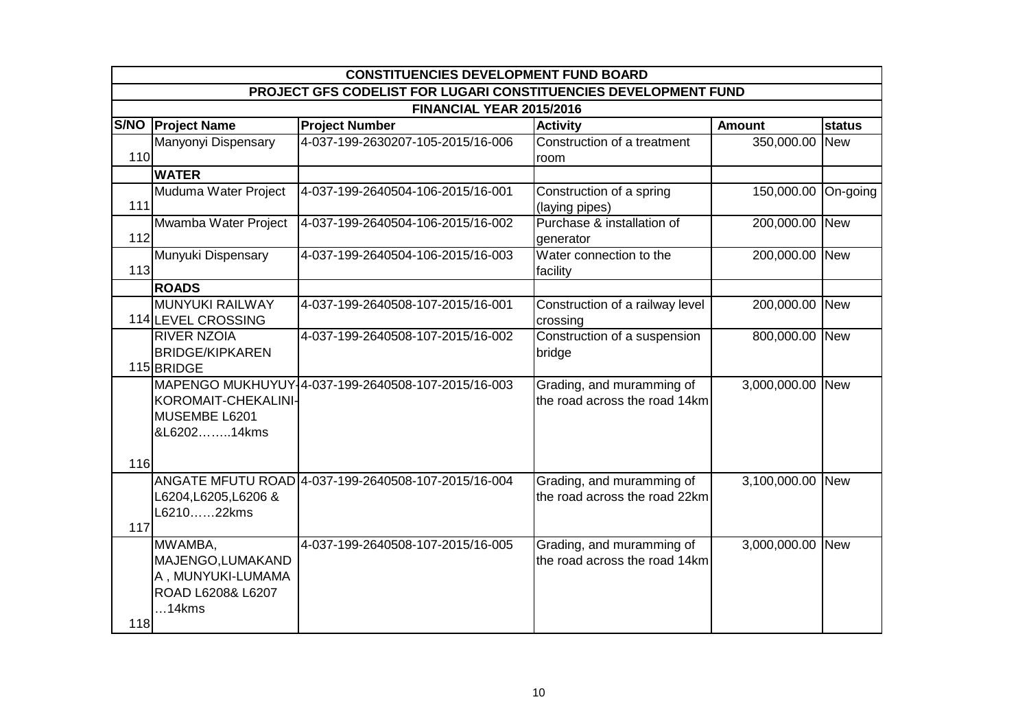| CONSTITUENCIES DEVELOPMENT FUND BOARD | | | | | |
|---|---|---|---|---|---|
| PROJECT GFS CODELIST FOR LUGARI CONSTITUENCIES DEVELOPMENT FUND | | | | | |
| FINANCIAL YEAR 2015/2016 | | | | | |
| S/NO | Project Name | Project Number | Activity | Amount | status |
| 110 | Manyonyi Dispensary | 4-037-199-2630207-105-2015/16-006 | Construction of a treatment room | 350,000.00 | New |
| | **WATER** | | | | |
| 111 | Muduma Water Project | 4-037-199-2640504-106-2015/16-001 | Construction of a spring (laying pipes) | 150,000.00 | On-going |
| 112 | Mwamba Water Project | 4-037-199-2640504-106-2015/16-002 | Purchase & installation of generator | 200,000.00 | New |
| 113 | Munyuki Dispensary | 4-037-199-2640504-106-2015/16-003 | Water connection to the facility | 200,000.00 | New |
| | **ROADS** | | | | |
| 114 | MUNYUKI RAILWAY LEVEL CROSSING | 4-037-199-2640508-107-2015/16-001 | Construction of a railway level crossing | 200,000.00 | New |
| 115 | RIVER NZOIA BRIDGE/KIPKAREN BRIDGE | 4-037-199-2640508-107-2015/16-002 | Construction of a suspension bridge | 800,000.00 | New |
| 116 | MAPENGO MUKHUYUY-KOROMAIT-CHEKALINI-MUSEMBE L6201 &L6202……..14kms | 4-037-199-2640508-107-2015/16-003 | Grading, and muramming of the road across the road 14km | 3,000,000.00 | New |
| 117 | ANGATE MFUTU ROAD L6204,L6205,L6206 & L6210……22kms | 4-037-199-2640508-107-2015/16-004 | Grading, and muramming of the road across the road 22km | 3,100,000.00 | New |
| 118 | MWAMBA, MAJENGO,LUMAKANDA , MUNYUKI-LUMAMA ROAD L6208& L6207 …14kms | 4-037-199-2640508-107-2015/16-005 | Grading, and muramming of the road across the road 14km | 3,000,000.00 | New |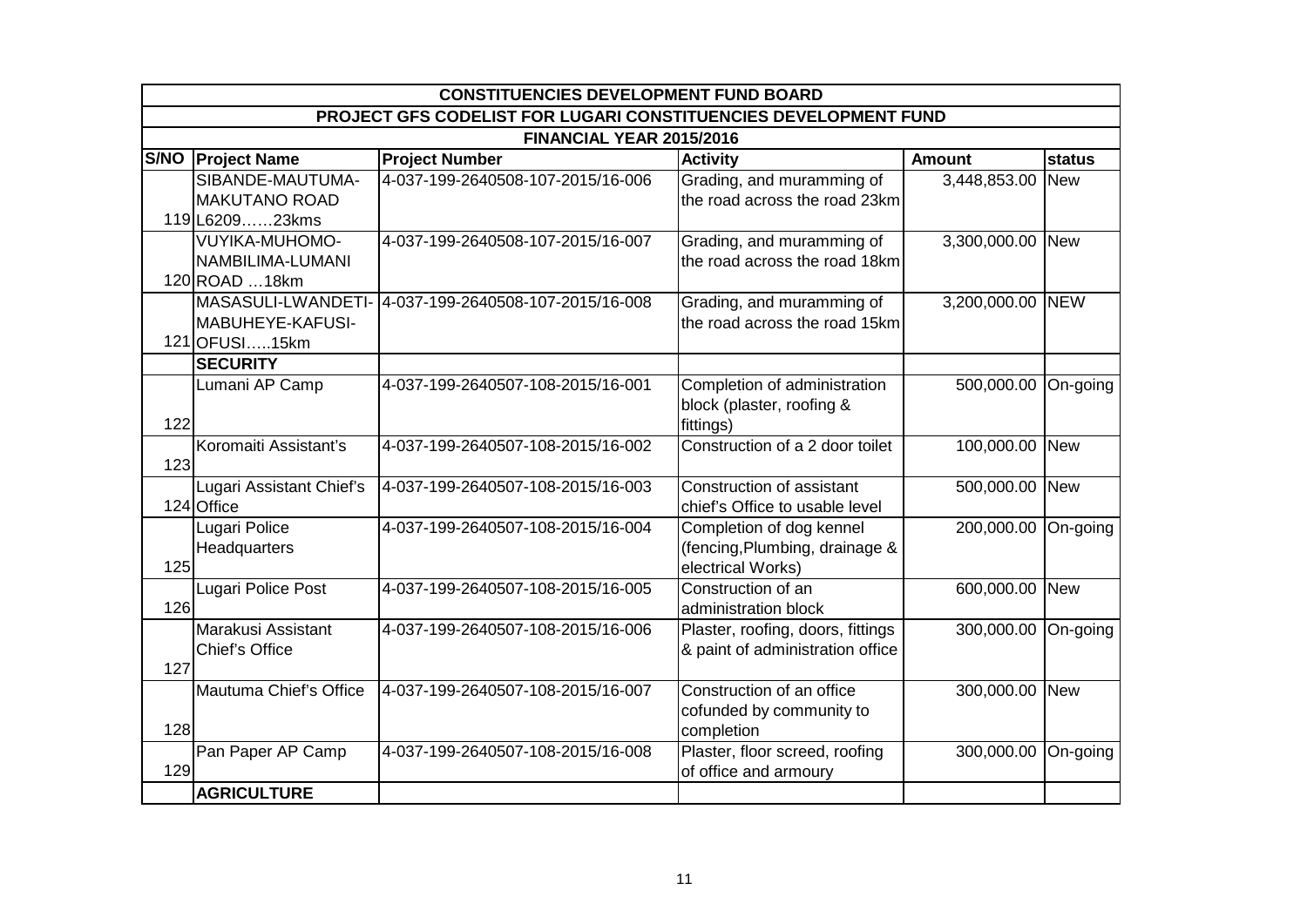| CONSTITUENCIES DEVELOPMENT FUND BOARD | | | | | |
|---|---|---|---|---|---|
| PROJECT GFS CODELIST FOR LUGARI CONSTITUENCIES DEVELOPMENT FUND | | | | | |
| FINANCIAL YEAR 2015/2016 | | | | | |
| **S/NO** | **Project Name** | **Project Number** | **Activity** | **Amount** | **status** |
| 119 | SIBANDE-MAUTUMA-MAKUTANO ROAD L6209……23kms | 4-037-199-2640508-107-2015/16-006 | Grading, and muramming of the road across the road 23km | 3,448,853.00 | New |
| 120 | VUYIKA-MUHOMO-NAMBILIMA-LUMANI ROAD …18km | 4-037-199-2640508-107-2015/16-007 | Grading, and muramming of the road across the road 18km | 3,300,000.00 | New |
| 121 | MASASULI-LWANDETI-MABUHEYE-KAFUSI-OFUSI…..15km | 4-037-199-2640508-107-2015/16-008 | Grading, and muramming of the road across the road 15km | 3,200,000.00 | NEW |
| | **SECURITY** | | | | |
| 122 | Lumani AP Camp | 4-037-199-2640507-108-2015/16-001 | Completion of administration block (plaster, roofing & fittings) | 500,000.00 | On-going |
| 123 | Koromaiti Assistant's | 4-037-199-2640507-108-2015/16-002 | Construction of a 2 door toilet | 100,000.00 | New |
| 124 | Lugari Assistant Chief's Office | 4-037-199-2640507-108-2015/16-003 | Construction of assistant chief's Office to usable level | 500,000.00 | New |
| 125 | Lugari Police Headquarters | 4-037-199-2640507-108-2015/16-004 | Completion of dog kennel (fencing,Plumbing, drainage & electrical Works) | 200,000.00 | On-going |
| 126 | Lugari Police Post | 4-037-199-2640507-108-2015/16-005 | Construction of an administration block | 600,000.00 | New |
| 127 | Marakusi Assistant Chief's Office | 4-037-199-2640507-108-2015/16-006 | Plaster, roofing, doors, fittings & paint of administration office | 300,000.00 | On-going |
| 128 | Mautuma Chief's Office | 4-037-199-2640507-108-2015/16-007 | Construction of an office cofunded by community to completion | 300,000.00 | New |
| 129 | Pan Paper AP Camp | 4-037-199-2640507-108-2015/16-008 | Plaster, floor screed, roofing of office and armoury | 300,000.00 | On-going |
| | **AGRICULTURE** | | | | |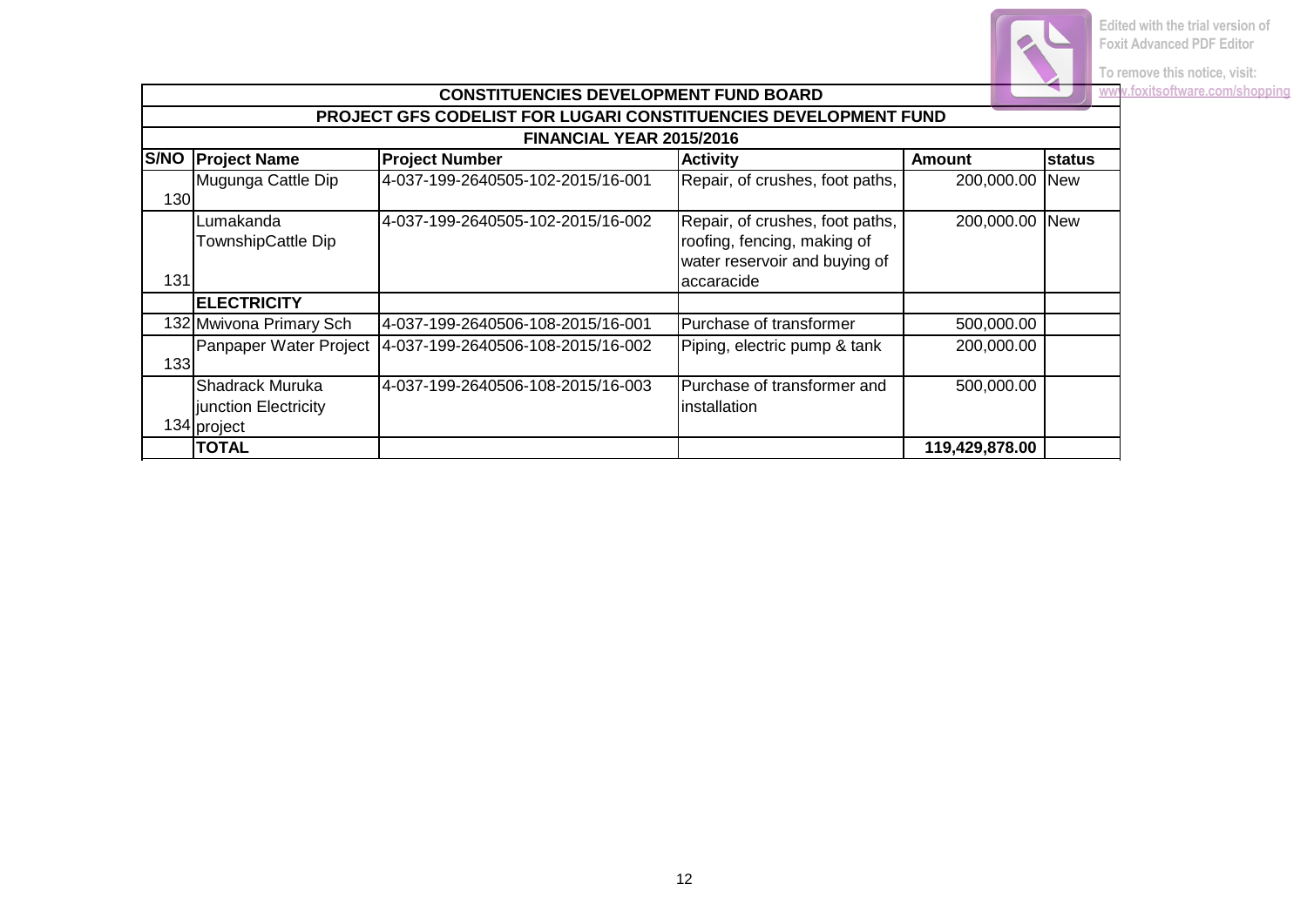| CONSTITUENCIES DEVELOPMENT FUND BOARD | | | | | |
|---|---|---|---|---|---|
| PROJECT GFS CODELIST FOR LUGARI CONSTITUENCIES DEVELOPMENT FUND | | | | | |
| FINANCIAL YEAR 2015/2016 | | | | | |
| S/NO | Project Name | Project Number | Activity | Amount | status |
| 130 | Mugunga Cattle Dip | 4-037-199-2640505-102-2015/16-001 | Repair, of crushes, foot paths, | 200,000.00 | New |
| 131 | Lumakanda TownshipCattle Dip | 4-037-199-2640505-102-2015/16-002 | Repair, of crushes, foot paths, roofing, fencing, making of water reservoir and buying of accaracide | 200,000.00 | New |
| | **ELECTRICITY** | | | | |
| 132 | Mwivona Primary Sch | 4-037-199-2640506-108-2015/16-001 | Purchase of transformer | 500,000.00 | |
| 133 | Panpaper Water Project | 4-037-199-2640506-108-2015/16-002 | Piping, electric pump & tank | 200,000.00 | |
| 134 | Shadrack Muruka junction Electricity project | 4-037-199-2640506-108-2015/16-003 | Purchase of transformer and installation | 500,000.00 | |
| | **TOTAL** | | | **119,429,878.00** | |